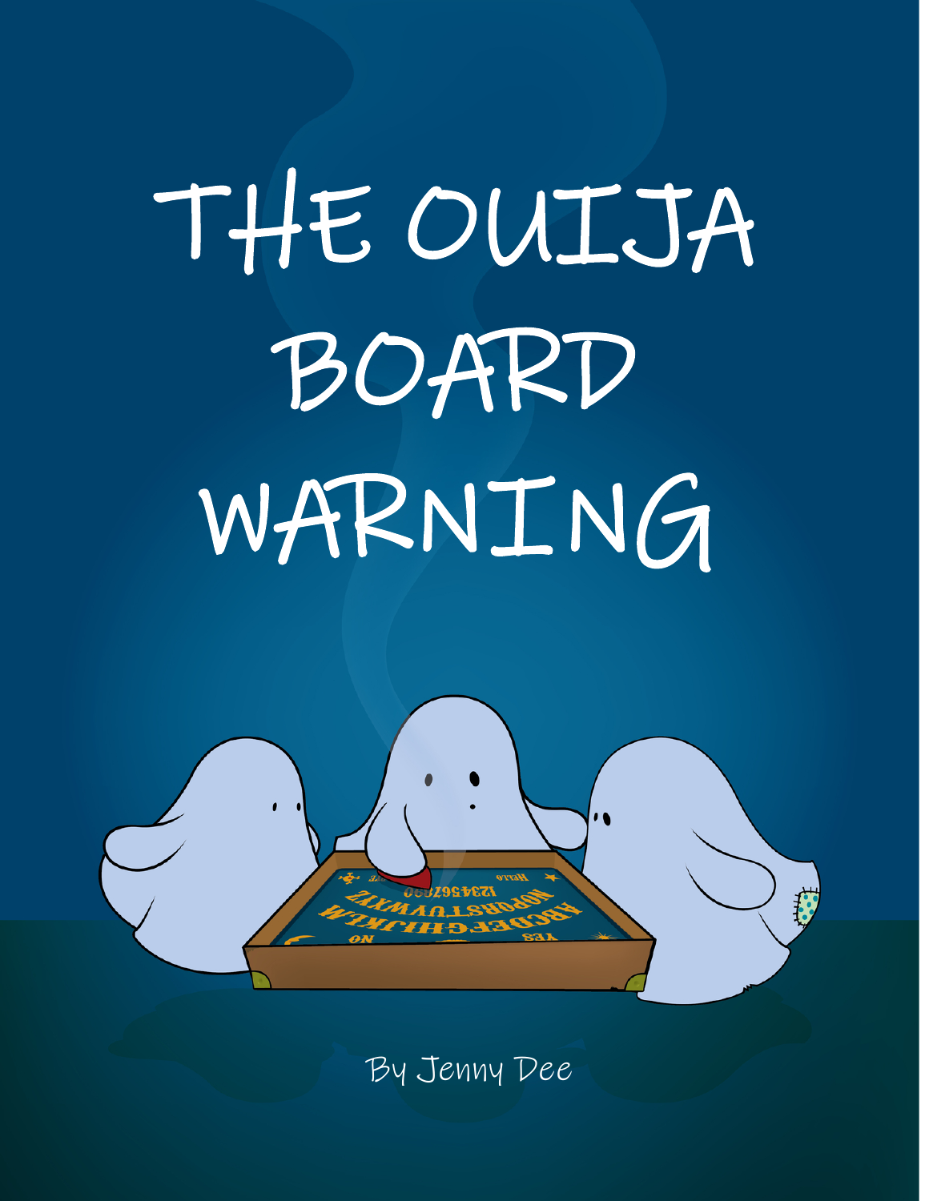# THE OUIJA BOARD WARNING

By Jenny Dee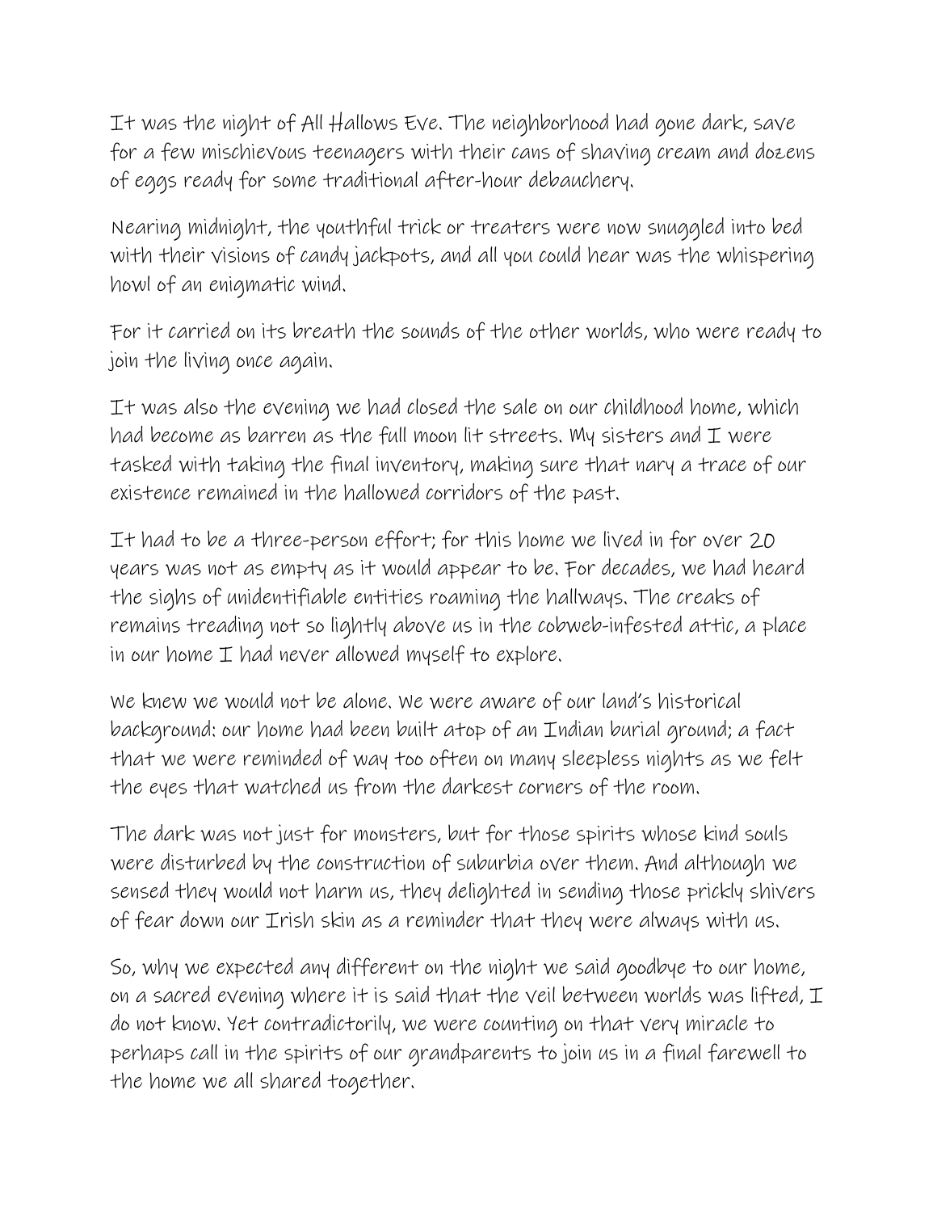It was the night of All Hallows Eve. The neighborhood had gone dark, save for a few mischievous teenagers with their cans of shaving cream and dozens of eggs ready for some traditional after-hour debauchery.

Nearing midnight, the youthful trick or treaters were now snuggled into bed with their visions of candy jackpots, and all you could hear was the whispering howl of an enigmatic wind.

For it carried on its breath the sounds of the other worlds, who were ready to join the living once again.

It was also the evening we had closed the sale on our childhood home, which had become as barren as the full moon lit streets. My sisters and I were tasked with taking the final inventory, making sure that nary a trace of our existence remained in the hallowed corridors of the past.

It had to be a three-person effort; for this home we lived in for over 20 years was not as empty as it would appear to be. For decades, we had heard the sighs of unidentifiable entities roaming the hallways. The creaks of remains treading not so lightly above us in the cobweb-infested attic, a place in our home I had never allowed myself to explore.

We knew we would not be alone. We were aware of our land's historical background: our home had been built atop of an Indian burial ground; a fact that we were reminded of way too often on many sleepless nights as we felt the eyes that watched us from the darkest corners of the room.

The dark was not just for monsters, but for those spirits whose kind souls were disturbed by the construction of suburbia over them. And although we sensed they would not harm us, they delighted in sending those prickly shivers of fear down our Irish skin as a reminder that they were always with us.

So, why we expected any different on the night we said goodbye to our home, on a sacred evening where it is said that the veil between worlds was lifted, I do not know. Yet contradictorily, we were counting on that very miracle to perhaps call in the spirits of our grandparents to join us in a final farewell to the home we all shared together.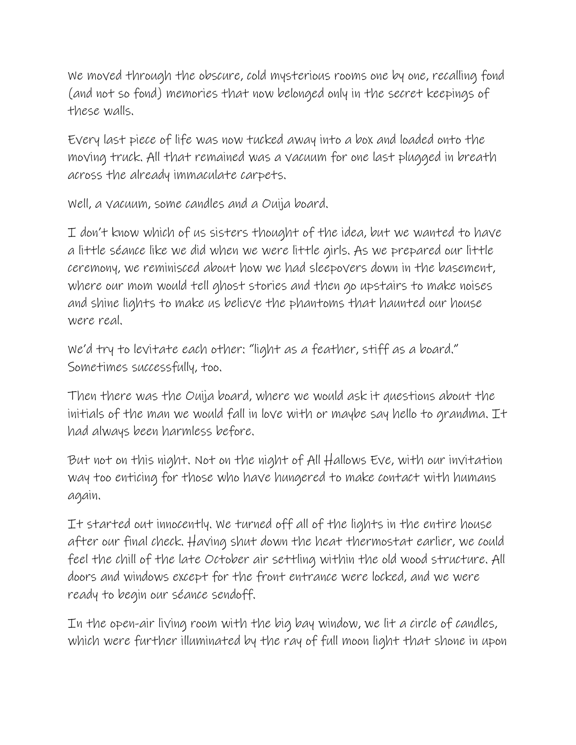We moved through the obscure, cold mysterious rooms one by one, recalling fond (and not so fond) memories that now belonged only in the secret keepings of these walls.

Every last piece of life was now tucked away into a box and loaded onto the moving truck. All that remained was a vacuum for one last plugged in breath across the already immaculate carpets.

Well, a vacuum, some candles and a Ouija board.

I don't know which of us sisters thought of the idea, but we wanted to have a little séance like we did when we were little girls. As we prepared our little ceremony, we reminisced about how we had sleepovers down in the basement, where our mom would tell ghost stories and then go upstairs to make noises and shine lights to make us believe the phantoms that haunted our house were real.

We'd try to levitate each other: "light as a feather, stiff as a board." Sometimes successfully, too.

Then there was the Ouija board, where we would ask it questions about the initials of the man we would fall in love with or maybe say hello to grandma. It had always been harmless before.

But not on this night. Not on the night of All Hallows Eve, with our invitation way too enticing for those who have hungered to make contact with humans again.

It started out innocently. We turned off all of the lights in the entire house after our final check. Having shut down the heat thermostat earlier, we could feel the chill of the late October air settling within the old wood structure. All doors and windows except for the front entrance were locked, and we were ready to begin our séance sendoff.

In the open-air living room with the big bay window, we lit a circle of candles, which were further illuminated by the ray of full moon light that shone in upon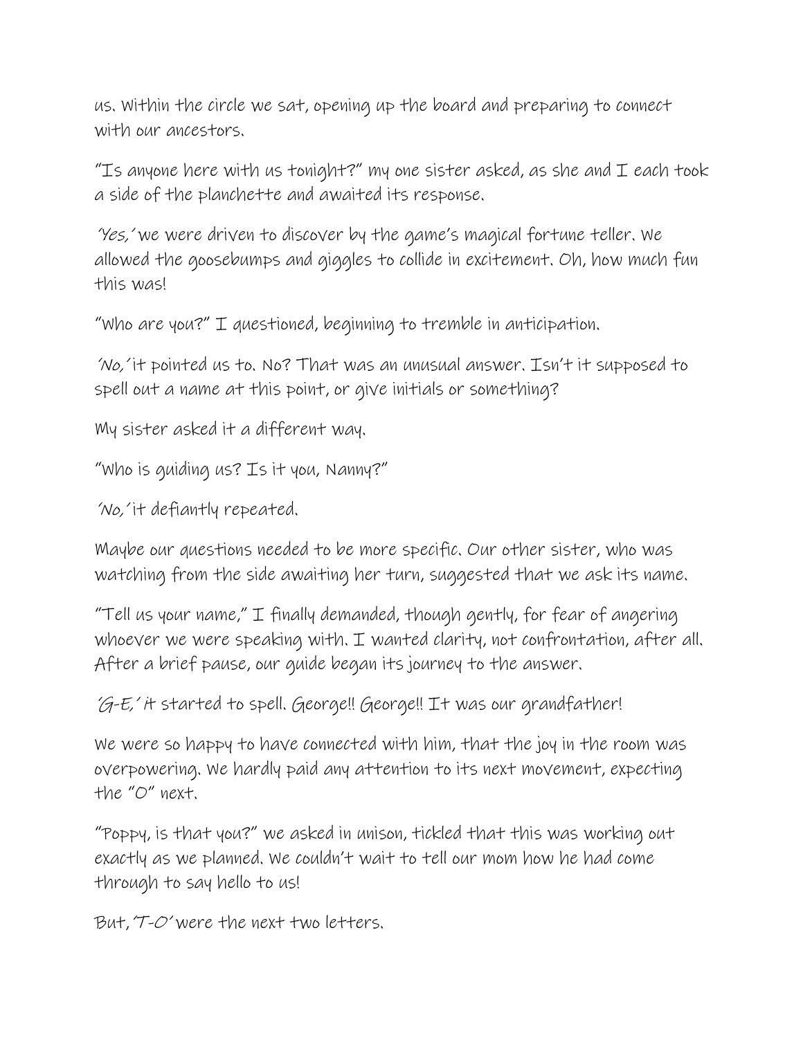us. Within the circle we sat, opening up the board and preparing to connect with our ancestors.

"Is anyone here with us tonight?" my one sister asked, as she and I each took a side of the planchette and awaited its response.

*'Yes,'* we were driven to discover by the game's magical fortune teller. We allowed the goosebumps and giggles to collide in excitement. Oh, how much fun this was!

"Who are you?" I questioned, beginning to tremble in anticipation.

*'No,'* it pointed us to. No? That was an unusual answer. Isn't it supposed to spell out a name at this point, or give initials or something?

My sister asked it a different way.

"Who is guiding us? Is it you, Nanny?"

*'No,'* it defiantly repeated.

Maybe our questions needed to be more specific. Our other sister, who was watching from the side awaiting her turn, suggested that we ask its name.

"Tell us your name," I finally demanded, though gently, for fear of angering whoever we were speaking with. I wanted clarity, not confrontation, after all. After a brief pause, our guide began its journey to the answer.

*'G-E,'* it started to spell. George!! George!! It was our grandfather!

We were so happy to have connected with him, that the joy in the room was overpowering. We hardly paid any attention to its next movement, expecting the "O" next.

"Poppy, is that you?" we asked in unison, tickled that this was working out exactly as we planned. We couldn't wait to tell our mom how he had come through to say hello to us!

But, *'T-O'* were the next two letters.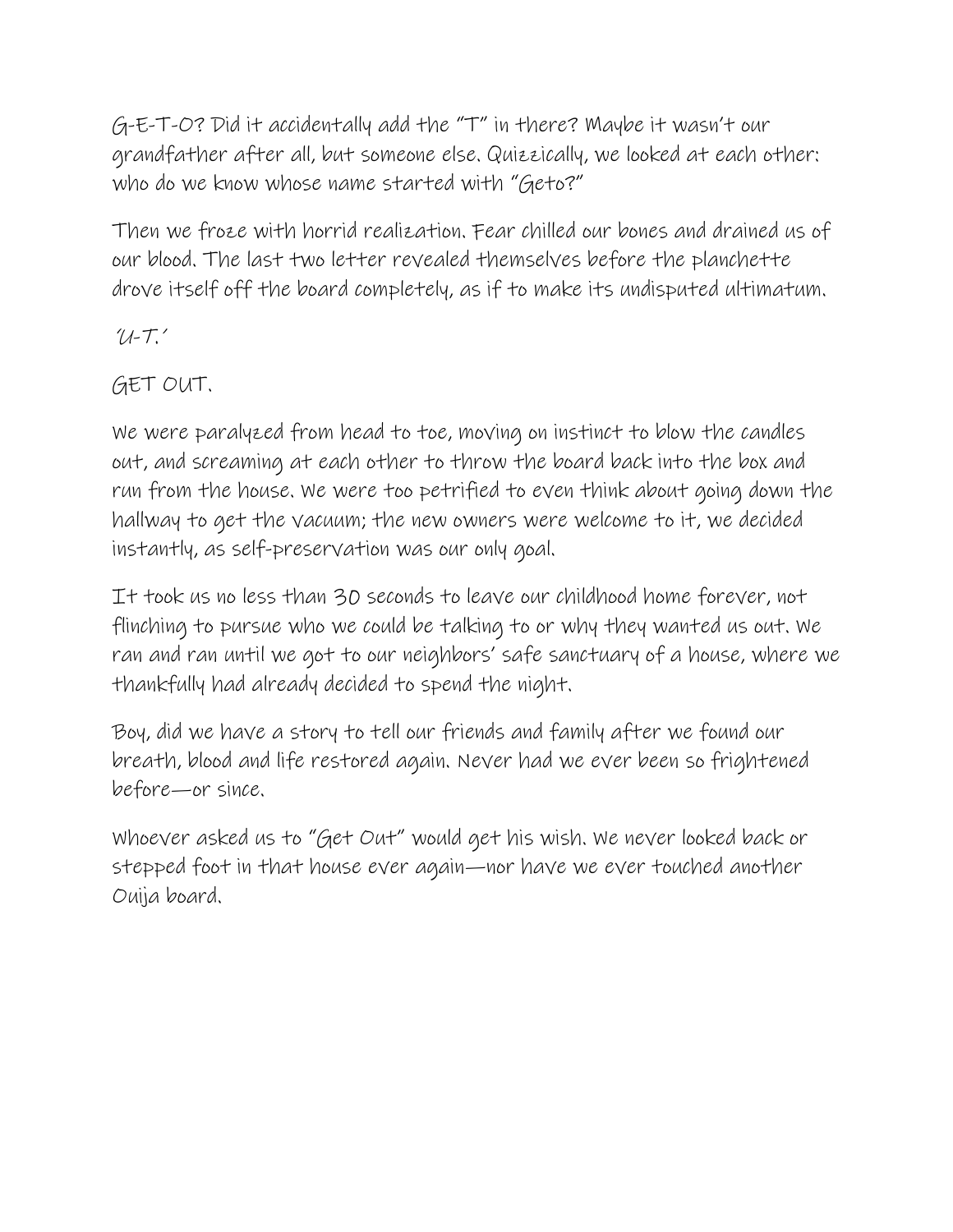G-E-T-O? Did it accidentally add the "T" in there? Maybe it wasn't our grandfather after all, but someone else. Quizzically, we looked at each other: who do we know whose name started with "Geto?"

Then we froze with horrid realization. Fear chilled our bones and drained us of our blood. The last two letter revealed themselves before the planchette drove itself off the board completely, as if to make its undisputed ultimatum.

'U-T.'

GET OUT.

We were paralyzed from head to toe, moving on instinct to blow the candles out, and screaming at each other to throw the board back into the box and run from the house. We were too petrified to even think about going down the hallway to get the vacuum; the new owners were welcome to it, we decided instantly, as self-preservation was our only goal.

It took us no less than 30 seconds to leave our childhood home forever, not flinching to pursue who we could be talking to or why they wanted us out. We ran and ran until we got to our neighbors' safe sanctuary of a house, where we thankfully had already decided to spend the night.

Boy, did we have a story to tell our friends and family after we found our breath, blood and life restored again. Never had we ever been so frightened before—or since.

Whoever asked us to "Get Out" would get his wish. We never looked back or stepped foot in that house ever again—nor have we ever touched another Ouija board.